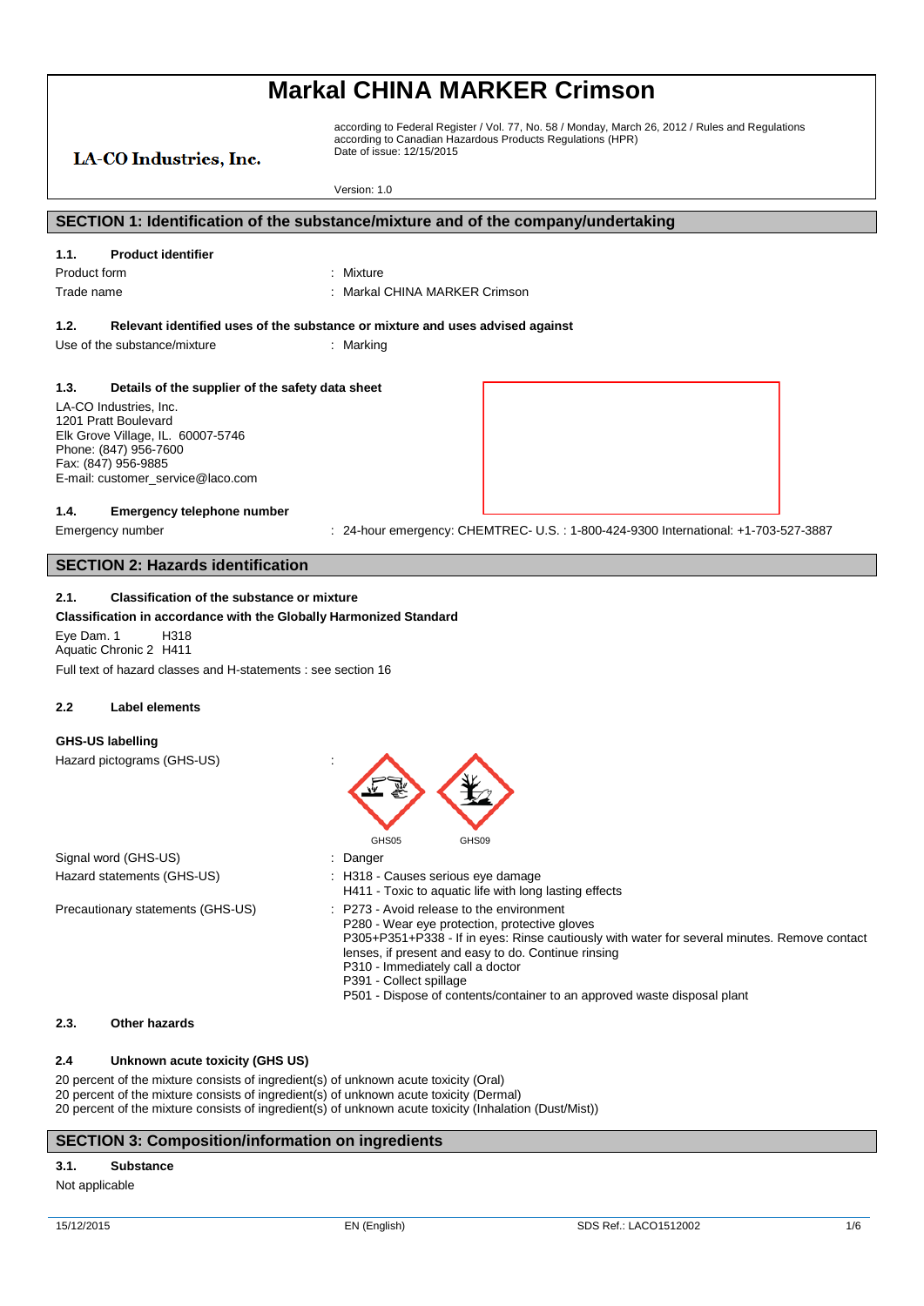# Markal CHINA MARKER Crimson

LA-CO Industries, Inc.

according to Federal Register / Vol. 77, No. 58 / Monday, March 26, 2012 / Rules and Regulations
according to Canadian Hazardous Products Regulations (HPR)
Date of issue: 12/15/2015

Version: 1.0

## SECTION 1: Identification of the substance/mixture and of the company/undertaking

### 1.1. Product identifier

Product form : Mixture

Trade name : Markal CHINA MARKER Crimson

### 1.2. Relevant identified uses of the substance or mixture and uses advised against

Use of the substance/mixture : Marking

### 1.3. Details of the supplier of the safety data sheet

LA-CO Industries, Inc.
1201 Pratt Boulevard
Elk Grove Village, IL. 60007-5746
Phone: (847) 956-7600
Fax: (847) 956-9885
E-mail: customer_service@laco.com

### 1.4. Emergency telephone number

Emergency number : 24-hour emergency: CHEMTREC- U.S. : 1-800-424-9300 International: +1-703-527-3887

## SECTION 2: Hazards identification

### 2.1. Classification of the substance or mixture

**Classification in accordance with the Globally Harmonized Standard**

Eye Dam. 1 H318
Aquatic Chronic 2 H411

Full text of hazard classes and H-statements : see section 16

### 2.2 Label elements

**GHS-US labelling**

Hazard pictograms (GHS-US) : GHS05 GHS09

Signal word (GHS-US) : Danger

Hazard statements (GHS-US) : H318 - Causes serious eye damage
H411 - Toxic to aquatic life with long lasting effects

Precautionary statements (GHS-US) : P273 - Avoid release to the environment
P280 - Wear eye protection, protective gloves
P305+P351+P338 - If in eyes: Rinse cautiously with water for several minutes. Remove contact lenses, if present and easy to do. Continue rinsing
P310 - Immediately call a doctor
P391 - Collect spillage
P501 - Dispose of contents/container to an approved waste disposal plant

### 2.3. Other hazards

### 2.4 Unknown acute toxicity (GHS US)

20 percent of the mixture consists of ingredient(s) of unknown acute toxicity (Oral)
20 percent of the mixture consists of ingredient(s) of unknown acute toxicity (Dermal)
20 percent of the mixture consists of ingredient(s) of unknown acute toxicity (Inhalation (Dust/Mist))

## SECTION 3: Composition/information on ingredients

### 3.1. Substance

Not applicable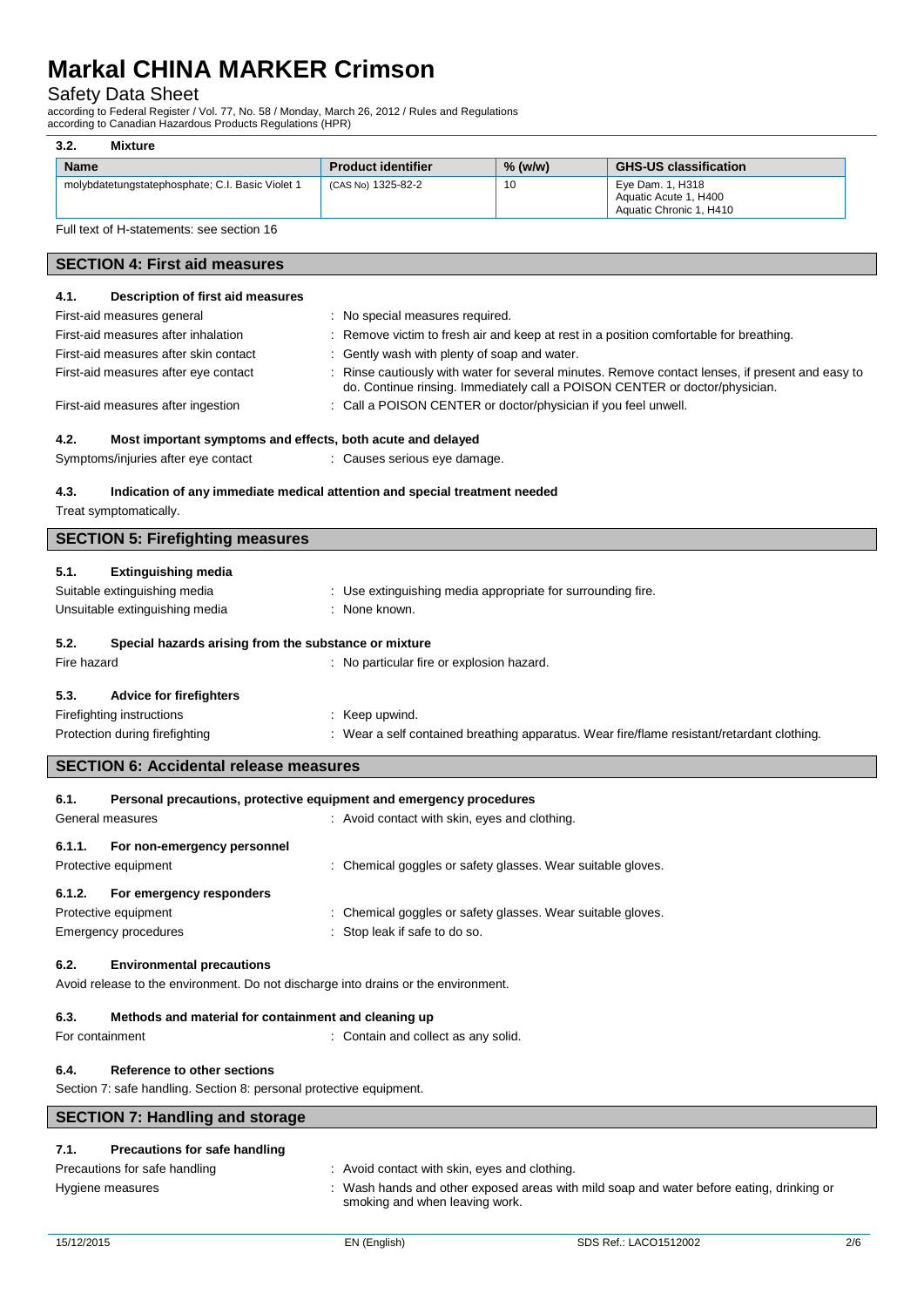### 3.2. Mixture

| Name | Product identifier | % (w/w) | GHS-US classification |
|---|---|---|---|
| molybdatetungstatephosphate; C.I. Basic Violet 1 | (CAS No) 1325-82-2 | 10 | Eye Dam. 1, H318<br>Aquatic Acute 1, H400<br>Aquatic Chronic 1, H410 |

Full text of H-statements: see section 16

## SECTION 4: First aid measures

### 4.1. Description of first aid measures

First-aid measures general : No special measures required.

First-aid measures after inhalation : Remove victim to fresh air and keep at rest in a position comfortable for breathing.

First-aid measures after skin contact : Gently wash with plenty of soap and water.

First-aid measures after eye contact : Rinse cautiously with water for several minutes. Remove contact lenses, if present and easy to do. Continue rinsing. Immediately call a POISON CENTER or doctor/physician.

First-aid measures after ingestion : Call a POISON CENTER or doctor/physician if you feel unwell.

### 4.2. Most important symptoms and effects, both acute and delayed

Symptoms/injuries after eye contact : Causes serious eye damage.

### 4.3. Indication of any immediate medical attention and special treatment needed

Treat symptomatically.

## SECTION 5: Firefighting measures

### 5.1. Extinguishing media

Suitable extinguishing media : Use extinguishing media appropriate for surrounding fire.

Unsuitable extinguishing media : None known.

### 5.2. Special hazards arising from the substance or mixture

Fire hazard : No particular fire or explosion hazard.

### 5.3. Advice for firefighters

Firefighting instructions : Keep upwind.

Protection during firefighting : Wear a self contained breathing apparatus. Wear fire/flame resistant/retardant clothing.

## SECTION 6: Accidental release measures

### 6.1. Personal precautions, protective equipment and emergency procedures

General measures : Avoid contact with skin, eyes and clothing.

#### 6.1.1. For non-emergency personnel

Protective equipment : Chemical goggles or safety glasses. Wear suitable gloves.

#### 6.1.2. For emergency responders

Protective equipment : Chemical goggles or safety glasses. Wear suitable gloves.

Emergency procedures : Stop leak if safe to do so.

### 6.2. Environmental precautions

Avoid release to the environment. Do not discharge into drains or the environment.

### 6.3. Methods and material for containment and cleaning up

For containment : Contain and collect as any solid.

### 6.4. Reference to other sections

Section 7: safe handling. Section 8: personal protective equipment.

## SECTION 7: Handling and storage

### 7.1. Precautions for safe handling

Precautions for safe handling : Avoid contact with skin, eyes and clothing.

Hygiene measures : Wash hands and other exposed areas with mild soap and water before eating, drinking or smoking and when leaving work.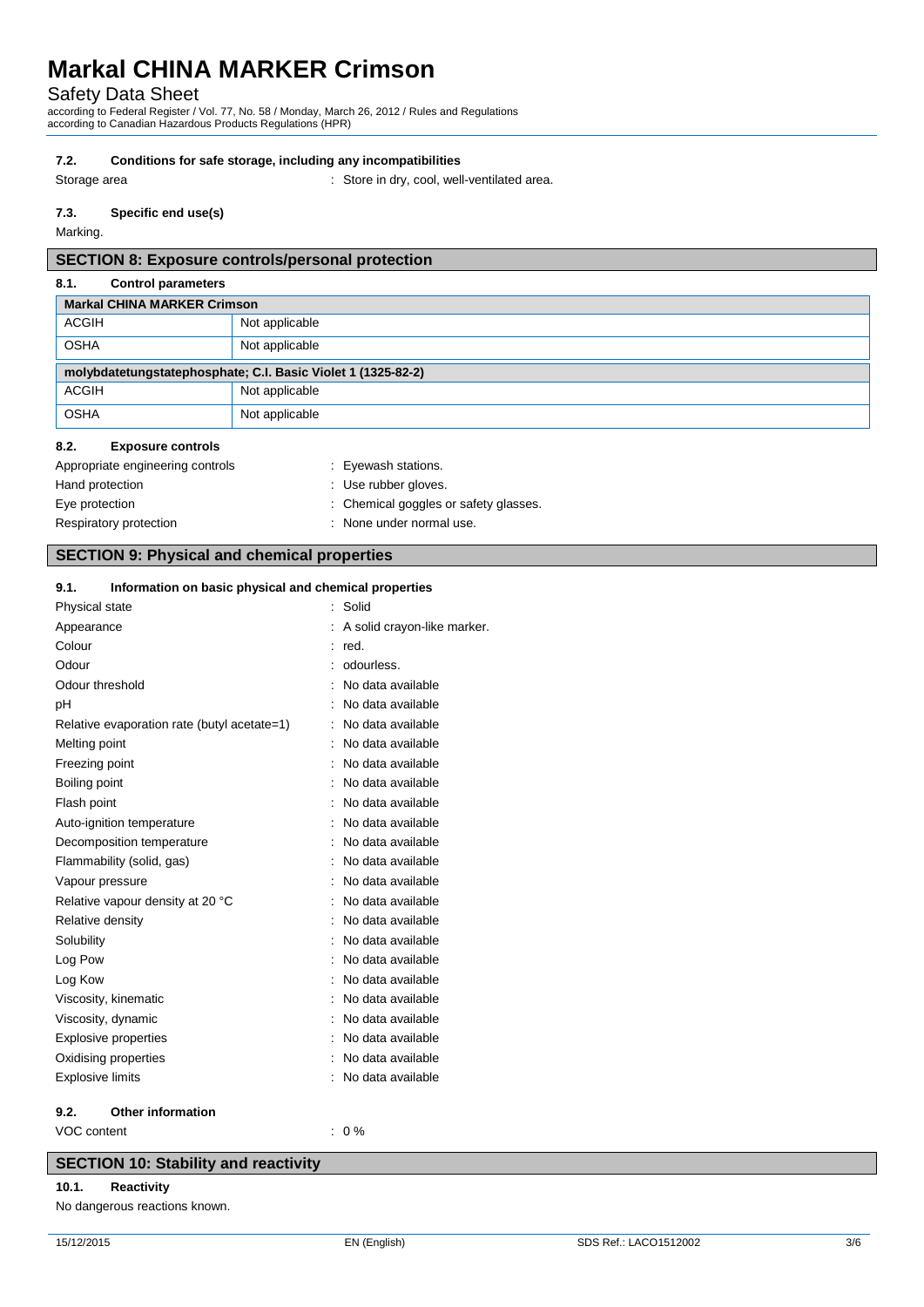### 7.2. Conditions for safe storage, including any incompatibilities

Storage area : Store in dry, cool, well-ventilated area.

### 7.3. Specific end use(s)

Marking.

## SECTION 8: Exposure controls/personal protection

### 8.1. Control parameters

| Markal CHINA MARKER Crimson | |
|---|---|
| ACGIH | Not applicable |
| OSHA | Not applicable |

| molybdatetungstatephosphate; C.I. Basic Violet 1 (1325-82-2) | |
|---|---|
| ACGIH | Not applicable |
| OSHA | Not applicable |

### 8.2. Exposure controls

Appropriate engineering controls : Eyewash stations.

Hand protection : Use rubber gloves.

Eye protection : Chemical goggles or safety glasses.

Respiratory protection : None under normal use.

## SECTION 9: Physical and chemical properties

### 9.1. Information on basic physical and chemical properties

Physical state : Solid

Appearance : A solid crayon-like marker.

Colour : red.

Odour : odourless.

Odour threshold : No data available

pH : No data available

Relative evaporation rate (butyl acetate=1) : No data available

Melting point : No data available

Freezing point : No data available

Boiling point : No data available

Flash point : No data available

Auto-ignition temperature : No data available

Decomposition temperature : No data available

Flammability (solid, gas) : No data available

Vapour pressure : No data available

Relative vapour density at 20 °C : No data available

Relative density : No data available

Solubility : No data available

Log Pow : No data available

Log Kow : No data available

Viscosity, kinematic : No data available

Viscosity, dynamic : No data available

Explosive properties : No data available

Oxidising properties : No data available

Explosive limits : No data available

### 9.2. Other information

VOC content : 0 %

## SECTION 10: Stability and reactivity

### 10.1. Reactivity

No dangerous reactions known.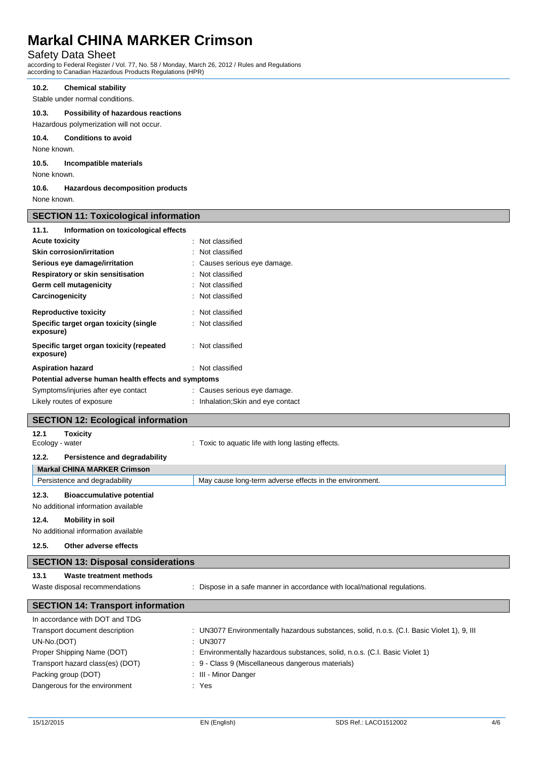#### 10.2. Chemical stability

Stable under normal conditions.

#### 10.3. Possibility of hazardous reactions

Hazardous polymerization will not occur.

#### 10.4. Conditions to avoid

None known.

#### 10.5. Incompatible materials

None known.

#### 10.6. Hazardous decomposition products

None known.

## SECTION 11: Toxicological information

### 11.1. Information on toxicological effects

| | |
|---|---|
| **Acute toxicity** | : Not classified |
| **Skin corrosion/irritation** | : Not classified |
| **Serious eye damage/irritation** | : Causes serious eye damage. |
| **Respiratory or skin sensitisation** | : Not classified |
| **Germ cell mutagenicity** | : Not classified |
| **Carcinogenicity** | : Not classified |
| **Reproductive toxicity** | : Not classified |
| **Specific target organ toxicity (single exposure)** | : Not classified |
| **Specific target organ toxicity (repeated exposure)** | : Not classified |
| **Aspiration hazard** | : Not classified |

**Potential adverse human health effects and symptoms**

| | |
|---|---|
| Symptoms/injuries after eye contact | : Causes serious eye damage. |
| Likely routes of exposure | : Inhalation;Skin and eye contact |

## SECTION 12: Ecological information

### 12.1 Toxicity

Ecology - water : Toxic to aquatic life with long lasting effects.

### 12.2. Persistence and degradability

| Markal CHINA MARKER Crimson | |
|---|---|
| Persistence and degradability | May cause long-term adverse effects in the environment. |

### 12.3. Bioaccumulative potential

No additional information available

### 12.4. Mobility in soil

No additional information available

### 12.5. Other adverse effects

## SECTION 13: Disposal considerations

### 13.1 Waste treatment methods

Waste disposal recommendations : Dispose in a safe manner in accordance with local/national regulations.

## SECTION 14: Transport information

In accordance with DOT and TDG

| | |
|---|---|
| Transport document description | : UN3077 Environmentally hazardous substances, solid, n.o.s. (C.I. Basic Violet 1), 9, III |
| UN-No.(DOT) | : UN3077 |
| Proper Shipping Name (DOT) | : Environmentally hazardous substances, solid, n.o.s. (C.I. Basic Violet 1) |
| Transport hazard class(es) (DOT) | : 9 - Class 9 (Miscellaneous dangerous materials) |
| Packing group (DOT) | : III - Minor Danger |
| Dangerous for the environment | : Yes |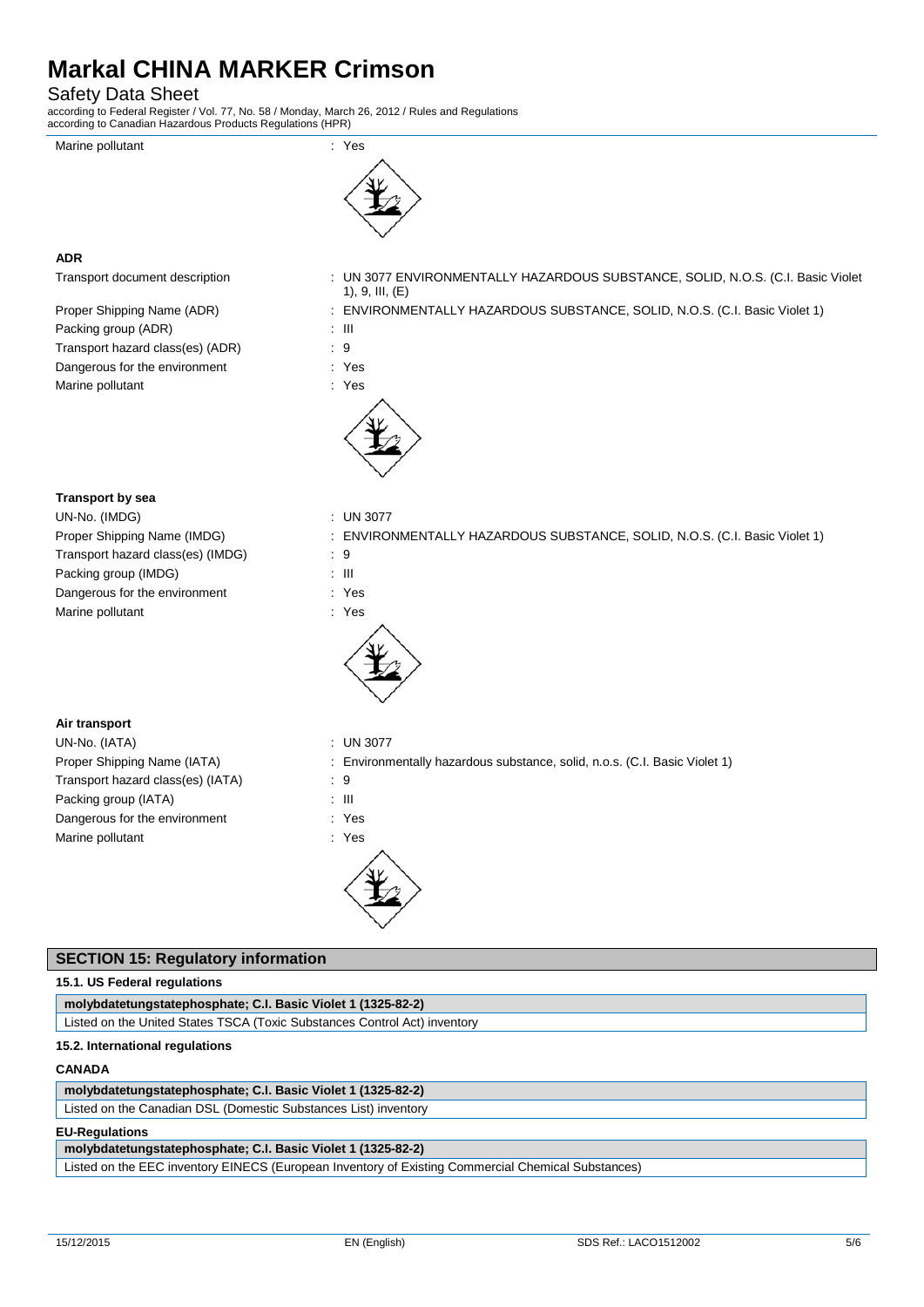Marine pollutant : Yes

**ADR**

Transport document description : UN 3077 ENVIRONMENTALLY HAZARDOUS SUBSTANCE, SOLID, N.O.S. (C.I. Basic Violet 1), 9, III, (E)

Proper Shipping Name (ADR) : ENVIRONMENTALLY HAZARDOUS SUBSTANCE, SOLID, N.O.S. (C.I. Basic Violet 1)

Packing group (ADR) : III

Transport hazard class(es) (ADR) : 9

Dangerous for the environment : Yes

Marine pollutant : Yes

**Transport by sea**

UN-No. (IMDG) : UN 3077

Proper Shipping Name (IMDG) : ENVIRONMENTALLY HAZARDOUS SUBSTANCE, SOLID, N.O.S. (C.I. Basic Violet 1)

Transport hazard class(es) (IMDG) : 9

Packing group (IMDG) : III

Dangerous for the environment : Yes

Marine pollutant : Yes

**Air transport**

UN-No. (IATA) : UN 3077

Proper Shipping Name (IATA) : Environmentally hazardous substance, solid, n.o.s. (C.I. Basic Violet 1)

Transport hazard class(es) (IATA) : 9

Packing group (IATA) : III

Dangerous for the environment : Yes

Marine pollutant : Yes

## SECTION 15: Regulatory information

### 15.1. US Federal regulations

| **molybdatetungstatephosphate; C.I. Basic Violet 1 (1325-82-2)** |
|---|
| Listed on the United States TSCA (Toxic Substances Control Act) inventory |

### 15.2. International regulations

**CANADA**

| **molybdatetungstatephosphate; C.I. Basic Violet 1 (1325-82-2)** |
|---|
| Listed on the Canadian DSL (Domestic Substances List) inventory |

**EU-Regulations**

| **molybdatetungstatephosphate; C.I. Basic Violet 1 (1325-82-2)** |
|---|
| Listed on the EEC inventory EINECS (European Inventory of Existing Commercial Chemical Substances) |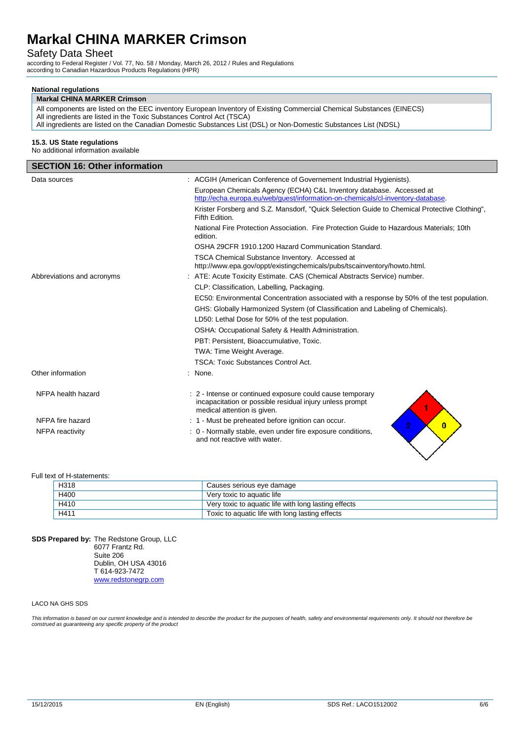**National regulations**

**Markal CHINA MARKER Crimson**

All components are listed on the EEC inventory European Inventory of Existing Commercial Chemical Substances (EINECS)
All ingredients are listed in the Toxic Substances Control Act (TSCA)
All ingredients are listed on the Canadian Domestic Substances List (DSL) or Non-Domestic Substances List (NDSL)

**15.3. US State regulations**

No additional information available

## SECTION 16: Other information

| | |
|---|---|
| Data sources | : ACGIH (American Conference of Governement Industrial Hygienists). |
| | European Chemicals Agency (ECHA) C&L Inventory database. Accessed at http://echa.europa.eu/web/guest/information-on-chemicals/cl-inventory-database. |
| | Krister Forsberg and S.Z. Mansdorf, "Quick Selection Guide to Chemical Protective Clothing", Fifth Edition. |
| | National Fire Protection Association. Fire Protection Guide to Hazardous Materials; 10th edition. |
| | OSHA 29CFR 1910.1200 Hazard Communication Standard. |
| | TSCA Chemical Substance Inventory. Accessed at http://www.epa.gov/oppt/existingchemicals/pubs/tscainventory/howto.html. |
| Abbreviations and acronyms | : ATE: Acute Toxicity Estimate. CAS (Chemical Abstracts Service) number. |
| | CLP: Classification, Labelling, Packaging. |
| | EC50: Environmental Concentration associated with a response by 50% of the test population. |
| | GHS: Globally Harmonized System (of Classification and Labeling of Chemicals). |
| | LD50: Lethal Dose for 50% of the test population. |
| | OSHA: Occupational Safety & Health Administration. |
| | PBT: Persistent, Bioaccumulative, Toxic. |
| | TWA: Time Weight Average. |
| | TSCA: Toxic Substances Control Act. |
| Other information | : None. |
| NFPA health hazard | : 2 - Intense or continued exposure could cause temporary incapacitation or possible residual injury unless prompt medical attention is given. |
| NFPA fire hazard | : 1 - Must be preheated before ignition can occur. |
| NFPA reactivity | : 0 - Normally stable, even under fire exposure conditions, and not reactive with water. |

1
2
0

Full text of H-statements:

| | |
|---|---|
| H318 | Causes serious eye damage |
| H400 | Very toxic to aquatic life |
| H410 | Very toxic to aquatic life with long lasting effects |
| H411 | Toxic to aquatic life with long lasting effects |

**SDS Prepared by:** The Redstone Group, LLC
6077 Frantz Rd.
Suite 206
Dublin, OH USA 43016
T 614-923-7472
www.redstonegrp.com

LACO NA GHS SDS

*This information is based on our current knowledge and is intended to describe the product for the purposes of health, safety and environmental requirements only. It should not therefore be construed as guaranteeing any specific property of the product*